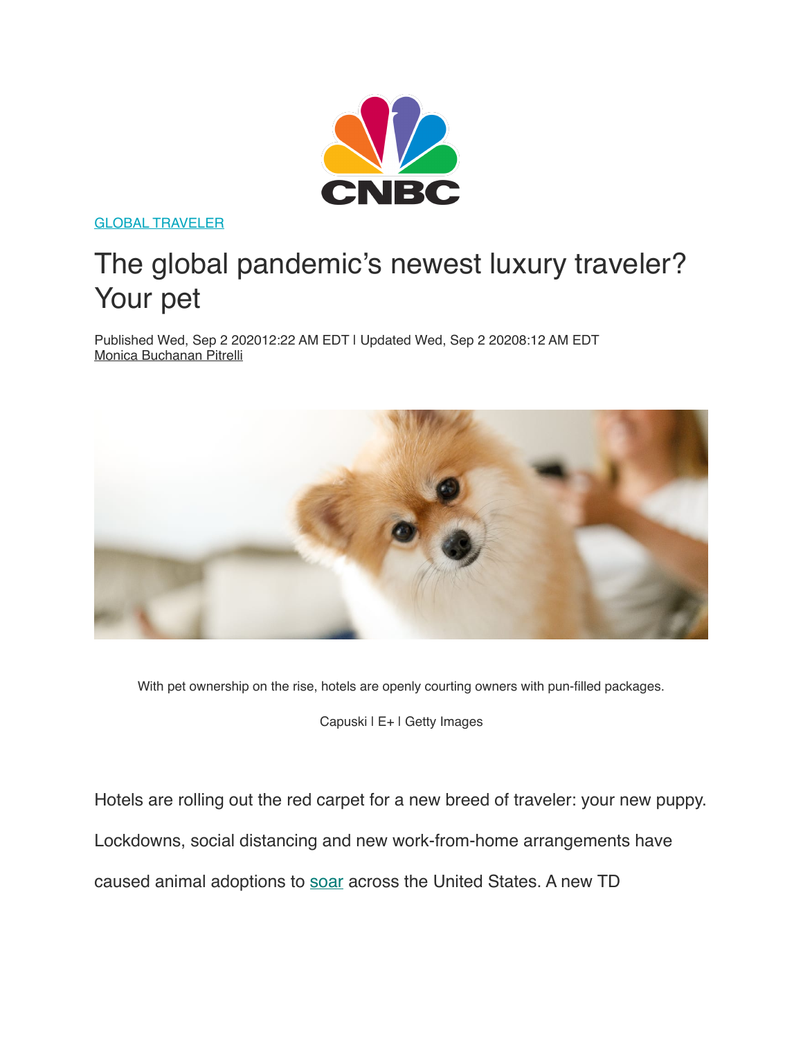GLOBAL TRAVELER

# The global pandemic's newest luxury traveler? Your pet

Published Wed, Sep 2 202012:22 AM EDT | Updated Wed, Sep 2 20208:12 AM EDT
Monica Buchanan Pitrelli

With pet ownership on the rise, hotels are openly courting owners with pun-filled packages.

Capuski | E+ | Getty Images

Hotels are rolling out the red carpet for a new breed of traveler: your new puppy.

Lockdowns, social distancing and new work-from-home arrangements have caused animal adoptions to soar across the United States. A new TD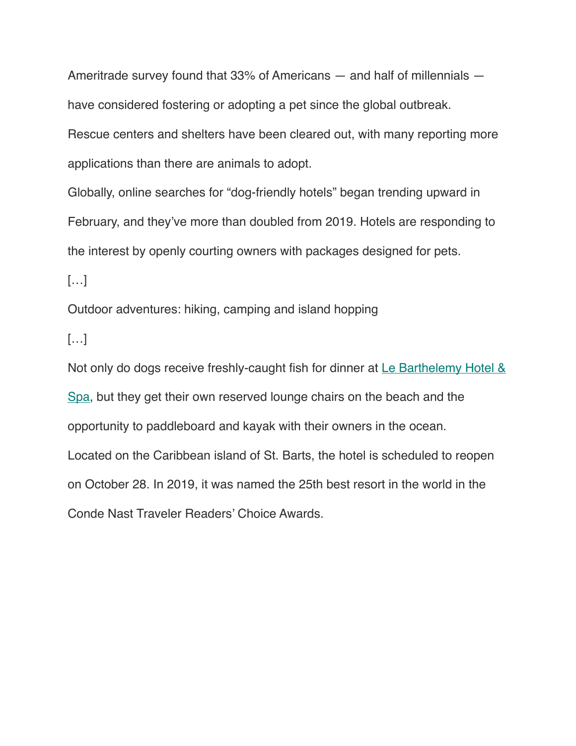Ameritrade survey found that 33% of Americans — and half of millennials — have considered fostering or adopting a pet since the global outbreak.

Rescue centers and shelters have been cleared out, with many reporting more applications than there are animals to adopt.

Globally, online searches for “dog-friendly hotels” began trending upward in February, and they’ve more than doubled from 2019. Hotels are responding to the interest by openly courting owners with packages designed for pets.

[…]

Outdoor adventures: hiking, camping and island hopping

[…]

Not only do dogs receive freshly-caught fish for dinner at [Le Barthelemy Hotel & Spa], but they get their own reserved lounge chairs on the beach and the opportunity to paddleboard and kayak with their owners in the ocean.

Located on the Caribbean island of St. Barts, the hotel is scheduled to reopen on October 28. In 2019, it was named the 25th best resort in the world in the Conde Nast Traveler Readers’ Choice Awards.